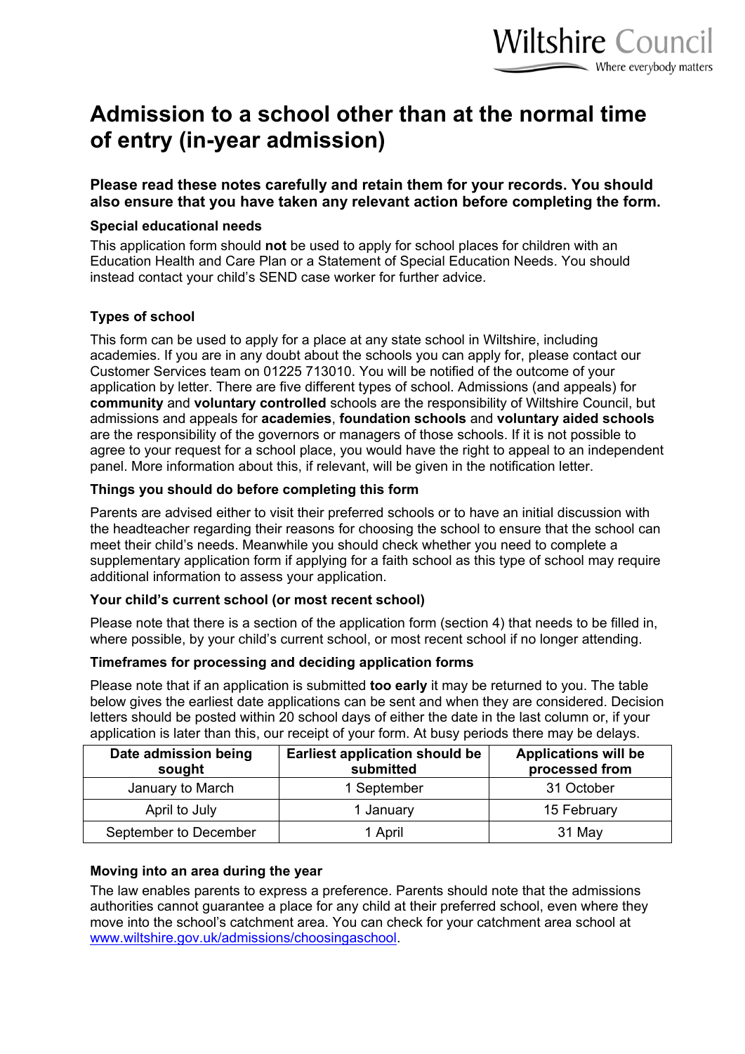# Admission to a school other than at the normal time of entry (in-year admission)

**Please read these notes carefully and retain them for your records. You should also ensure that you have taken any relevant action before completing the form.**

### Special educational needs

This application form should **not** be used to apply for school places for children with an Education Health and Care Plan or a Statement of Special Education Needs. You should instead contact your child's SEND case worker for further advice.

### Types of school

This form can be used to apply for a place at any state school in Wiltshire, including academies. If you are in any doubt about the schools you can apply for, please contact our Customer Services team on 01225 713010. You will be notified of the outcome of your application by letter. There are five different types of school. Admissions (and appeals) for **community** and **voluntary controlled** schools are the responsibility of Wiltshire Council, but admissions and appeals for **academies**, **foundation schools** and **voluntary aided schools** are the responsibility of the governors or managers of those schools. If it is not possible to agree to your request for a school place, you would have the right to appeal to an independent panel. More information about this, if relevant, will be given in the notification letter.

### Things you should do before completing this form

Parents are advised either to visit their preferred schools or to have an initial discussion with the headteacher regarding their reasons for choosing the school to ensure that the school can meet their child's needs. Meanwhile you should check whether you need to complete a supplementary application form if applying for a faith school as this type of school may require additional information to assess your application.

### Your child's current school (or most recent school)

Please note that there is a section of the application form (section 4) that needs to be filled in, where possible, by your child's current school, or most recent school if no longer attending.

### Timeframes for processing and deciding application forms

Please note that if an application is submitted **too early** it may be returned to you. The table below gives the earliest date applications can be sent and when they are considered. Decision letters should be posted within 20 school days of either the date in the last column or, if your application is later than this, our receipt of your form. At busy periods there may be delays.

| Date admission being sought | Earliest application should be submitted | Applications will be processed from |
|---|---|---|
| January to March | 1 September | 31 October |
| April to July | 1 January | 15 February |
| September to December | 1 April | 31 May |

### Moving into an area during the year

The law enables parents to express a preference. Parents should note that the admissions authorities cannot guarantee a place for any child at their preferred school, even where they move into the school's catchment area. You can check for your catchment area school at [www.wiltshire.gov.uk/admissions/choosingaschool](www.wiltshire.gov.uk/admissions/choosingaschool).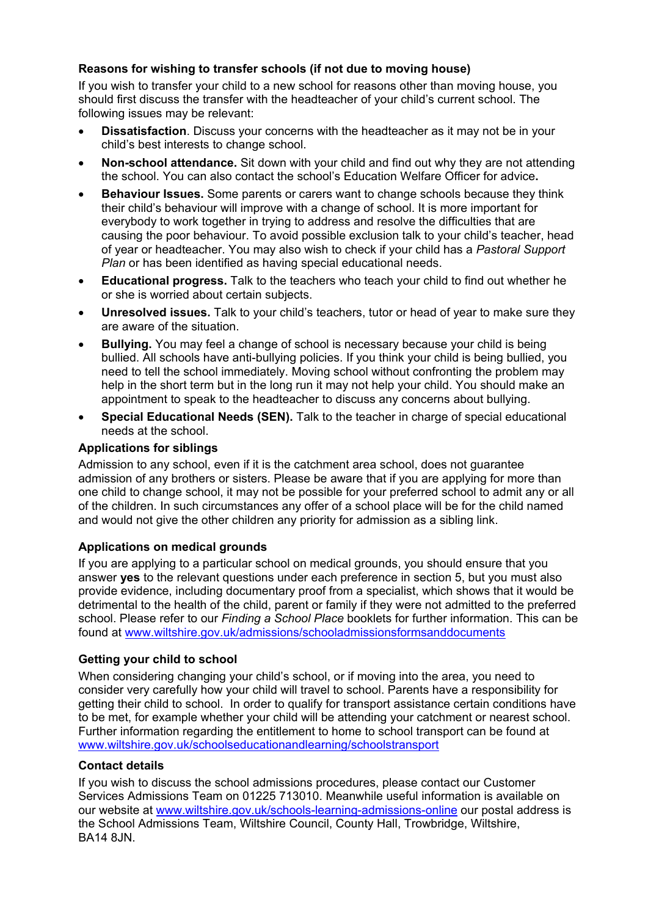### Reasons for wishing to transfer schools (if not due to moving house)

If you wish to transfer your child to a new school for reasons other than moving house, you should first discuss the transfer with the headteacher of your child's current school. The following issues may be relevant:

- **Dissatisfaction**. Discuss your concerns with the headteacher as it may not be in your child's best interests to change school.
- **Non-school attendance.** Sit down with your child and find out why they are not attending the school. You can also contact the school's Education Welfare Officer for advice**.**
- **Behaviour Issues.** Some parents or carers want to change schools because they think their child's behaviour will improve with a change of school. It is more important for everybody to work together in trying to address and resolve the difficulties that are causing the poor behaviour. To avoid possible exclusion talk to your child's teacher, head of year or headteacher. You may also wish to check if your child has a *Pastoral Support Plan* or has been identified as having special educational needs.
- **Educational progress.** Talk to the teachers who teach your child to find out whether he or she is worried about certain subjects.
- **Unresolved issues.** Talk to your child's teachers, tutor or head of year to make sure they are aware of the situation.
- **Bullying.** You may feel a change of school is necessary because your child is being bullied. All schools have anti-bullying policies. If you think your child is being bullied, you need to tell the school immediately. Moving school without confronting the problem may help in the short term but in the long run it may not help your child. You should make an appointment to speak to the headteacher to discuss any concerns about bullying.
- **Special Educational Needs (SEN).** Talk to the teacher in charge of special educational needs at the school.

### Applications for siblings

Admission to any school, even if it is the catchment area school, does not guarantee admission of any brothers or sisters. Please be aware that if you are applying for more than one child to change school, it may not be possible for your preferred school to admit any or all of the children. In such circumstances any offer of a school place will be for the child named and would not give the other children any priority for admission as a sibling link.

### Applications on medical grounds

If you are applying to a particular school on medical grounds, you should ensure that you answer **yes** to the relevant questions under each preference in section 5, but you must also provide evidence, including documentary proof from a specialist, which shows that it would be detrimental to the health of the child, parent or family if they were not admitted to the preferred school. Please refer to our *Finding a School Place* booklets for further information. This can be found at www.wiltshire.gov.uk/admissions/schooladmissionsformsanddocuments

### Getting your child to school

When considering changing your child's school, or if moving into the area, you need to consider very carefully how your child will travel to school. Parents have a responsibility for getting their child to school. In order to qualify for transport assistance certain conditions have to be met, for example whether your child will be attending your catchment or nearest school. Further information regarding the entitlement to home to school transport can be found at www.wiltshire.gov.uk/schoolseducationandlearning/schoolstransport

### Contact details

If you wish to discuss the school admissions procedures, please contact our Customer Services Admissions Team on 01225 713010. Meanwhile useful information is available on our website at www.wiltshire.gov.uk/schools-learning-admissions-online our postal address is the School Admissions Team, Wiltshire Council, County Hall, Trowbridge, Wiltshire, BA14 8JN.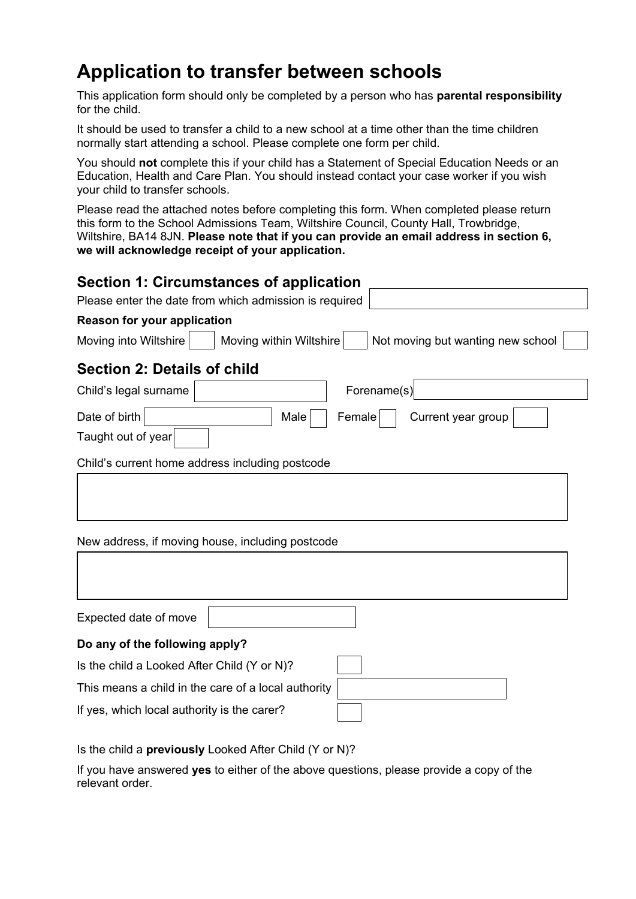# Application to transfer between schools

This application form should only be completed by a person who has **parental responsibility** for the child.

It should be used to transfer a child to a new school at a time other than the time children normally start attending a school. Please complete one form per child.

You should **not** complete this if your child has a Statement of Special Education Needs or an Education, Health and Care Plan. You should instead contact your case worker if you wish your child to transfer schools.

Please read the attached notes before completing this form. When completed please return this form to the School Admissions Team, Wiltshire Council, County Hall, Trowbridge, Wiltshire, BA14 8JN. **Please note that if you can provide an email address in section 6, we will acknowledge receipt of your application.**

## Section 1: Circumstances of application

Please enter the date from which admission is required

**Reason for your application**

Moving into Wiltshire ☐ Moving within Wiltshire ☐ Not moving but wanting new school ☐

## Section 2: Details of child

Child's legal surname

Forename(s)

Date of birth

Male ☐ Female ☐ Current year group

Taught out of year ☐

Child's current home address including postcode

New address, if moving house, including postcode

Expected date of move

**Do any of the following apply?**

Is the child a Looked After Child (Y or N)?

This means a child in the care of a local authority

If yes, which local authority is the carer?

Is the child a **previously** Looked After Child (Y or N)?

If you have answered **yes** to either of the above questions, please provide a copy of the relevant order.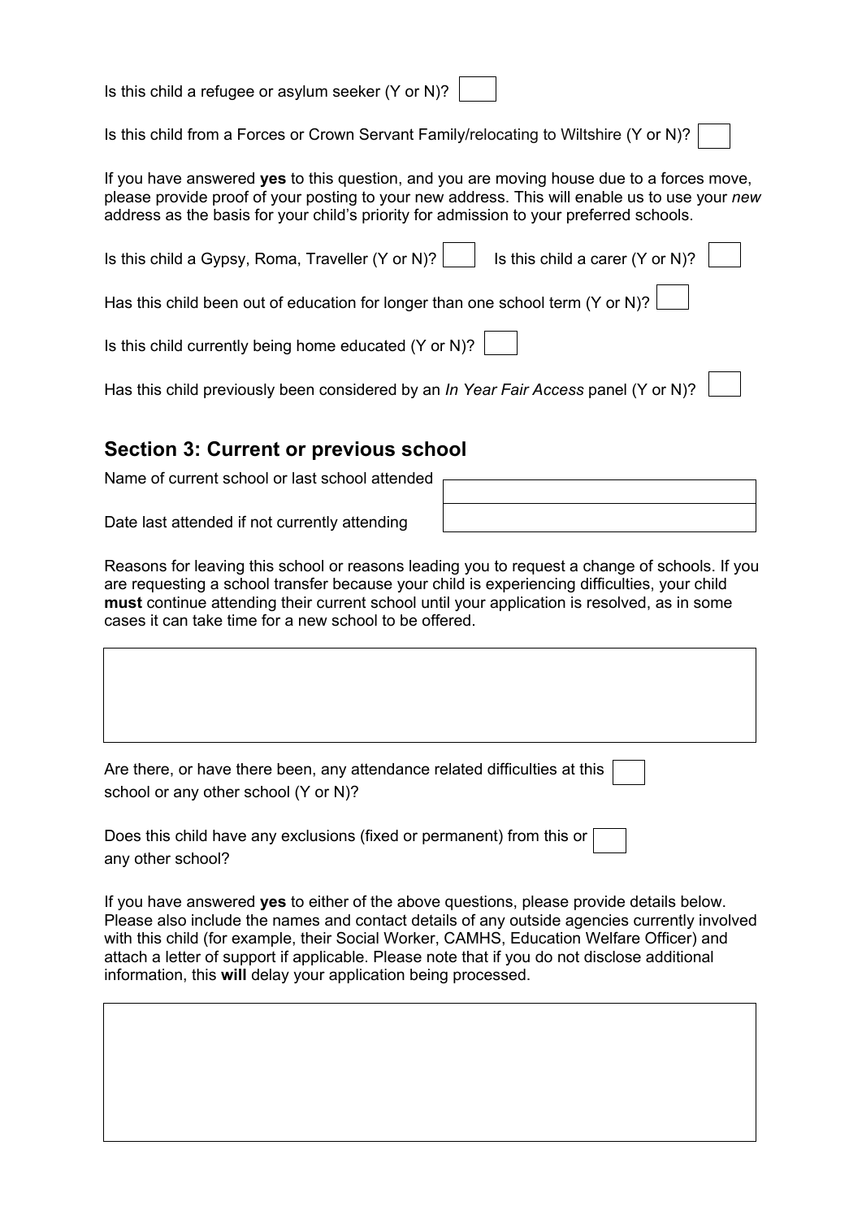Is this child a refugee or asylum seeker (Y or N)?

Is this child from a Forces or Crown Servant Family/relocating to Wiltshire (Y or N)?

If you have answered **yes** to this question, and you are moving house due to a forces move, please provide proof of your posting to your new address. This will enable us to use your *new* address as the basis for your child's priority for admission to your preferred schools.

Is this child a Gypsy, Roma, Traveller (Y or N)?      Is this child a carer (Y or N)?

Has this child been out of education for longer than one school term (Y or N)?

Is this child currently being home educated (Y or N)?

Has this child previously been considered by an *In Year Fair Access* panel (Y or N)?

## Section 3: Current or previous school

| Name of current school or last school attended | |
|---|---|
| Date last attended if not currently attending | |

Reasons for leaving this school or reasons leading you to request a change of schools. If you are requesting a school transfer because your child is experiencing difficulties, your child **must** continue attending their current school until your application is resolved, as in some cases it can take time for a new school to be offered.

Are there, or have there been, any attendance related difficulties at this school or any other school (Y or N)?

Does this child have any exclusions (fixed or permanent) from this or any other school?

If you have answered **yes** to either of the above questions, please provide details below. Please also include the names and contact details of any outside agencies currently involved with this child (for example, their Social Worker, CAMHS, Education Welfare Officer) and attach a letter of support if applicable. Please note that if you do not disclose additional information, this **will** delay your application being processed.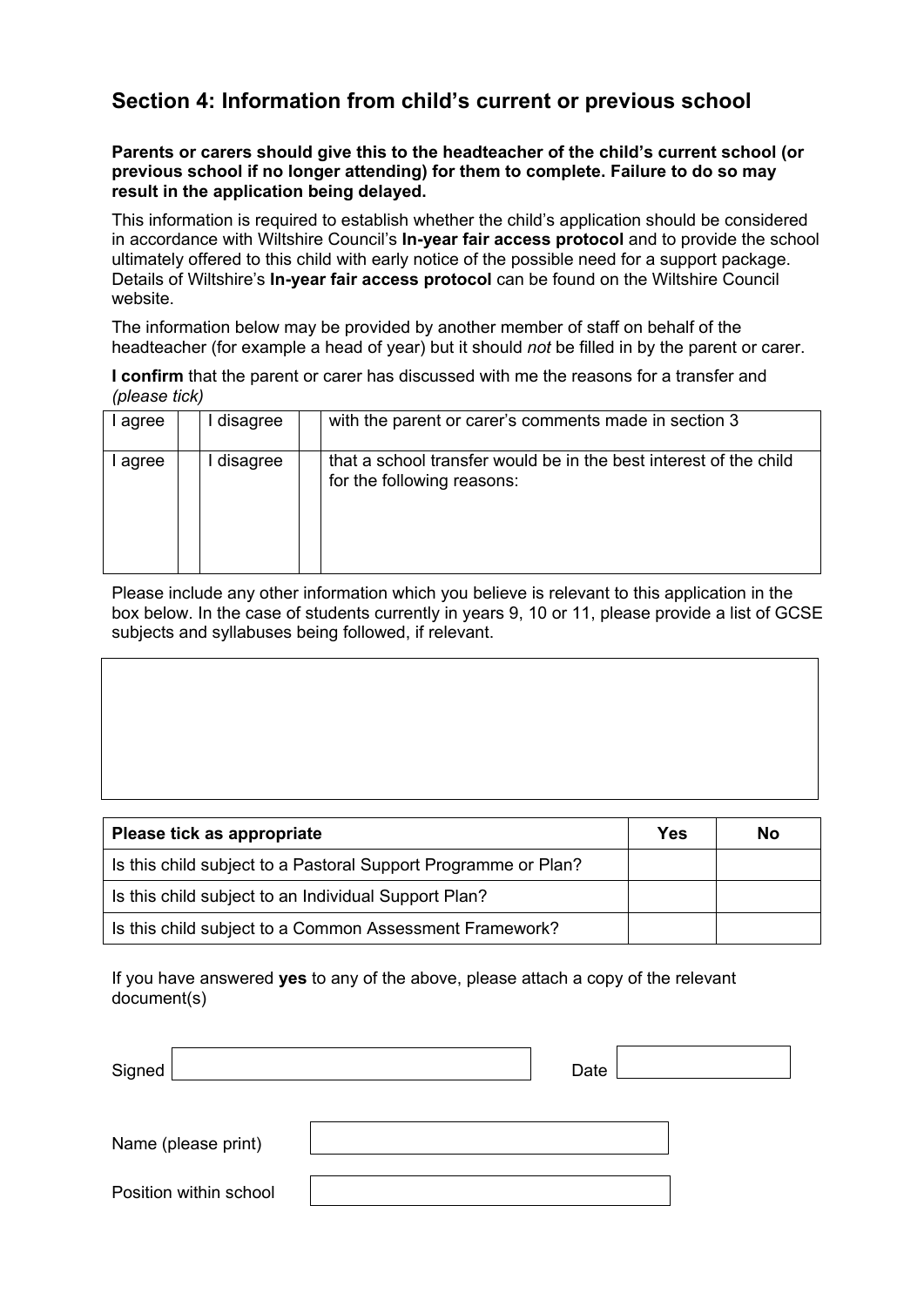## Section 4: Information from child's current or previous school

**Parents or carers should give this to the headteacher of the child's current school (or previous school if no longer attending) for them to complete. Failure to do so may result in the application being delayed.**

This information is required to establish whether the child's application should be considered in accordance with Wiltshire Council's **In-year fair access protocol** and to provide the school ultimately offered to this child with early notice of the possible need for a support package. Details of Wiltshire's **In-year fair access protocol** can be found on the Wiltshire Council website.

The information below may be provided by another member of staff on behalf of the headteacher (for example a head of year) but it should *not* be filled in by the parent or carer.

**I confirm** that the parent or carer has discussed with me the reasons for a transfer and *(please tick)*

| I agree | | I disagree | | with the parent or carer's comments made in section 3 |
|---|---|---|---|---|
| I agree | | I disagree | | that a school transfer would be in the best interest of the child for the following reasons: |

Please include any other information which you believe is relevant to this application in the box below. In the case of students currently in years 9, 10 or 11, please provide a list of GCSE subjects and syllabuses being followed, if relevant.

| |
|---|
| |

| Please tick as appropriate | Yes | No |
|---|---|---|
| Is this child subject to a Pastoral Support Programme or Plan? | | |
| Is this child subject to an Individual Support Plan? | | |
| Is this child subject to a Common Assessment Framework? | | |

If you have answered **yes** to any of the above, please attach a copy of the relevant document(s)

Signed ______________________ Date ______________

Name (please print) ______________________

Position within school ______________________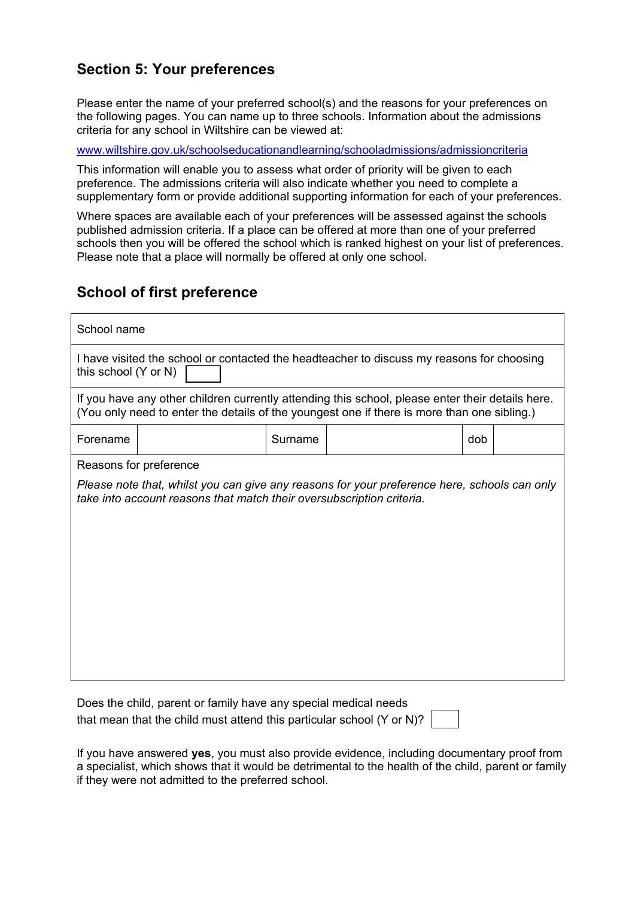## Section 5: Your preferences

Please enter the name of your preferred school(s) and the reasons for your preferences on the following pages. You can name up to three schools. Information about the admissions criteria for any school in Wiltshire can be viewed at:

[www.wiltshire.gov.uk/schoolseducationandlearning/schooladmissions/admissioncriteria](www.wiltshire.gov.uk/schoolseducationandlearning/schooladmissions/admissioncriteria)

This information will enable you to assess what order of priority will be given to each preference. The admissions criteria will also indicate whether you need to complete a supplementary form or provide additional supporting information for each of your preferences.

Where spaces are available each of your preferences will be assessed against the schools published admission criteria. If a place can be offered at more than one of your preferred schools then you will be offered the school which is ranked highest on your list of preferences. Please note that a place will normally be offered at only one school.

## School of first preference

| School name | | | | | |
|---|---|---|---|---|---|
| I have visited the school or contacted the headteacher to discuss my reasons for choosing this school (Y or N) | | | | | |
| If you have any other children currently attending this school, please enter their details here. (You only need to enter the details of the youngest one if there is more than one sibling.) | | | | | |
| Forename | | Surname | | dob | |
| Reasons for preference<br><br>*Please note that, whilst you can give any reasons for your preference here, schools can only take into account reasons that match their oversubscription criteria.* | | | | | |

Does the child, parent or family have any special medical needs that mean that the child must attend this particular school (Y or N)?

If you have answered **yes**, you must also provide evidence, including documentary proof from a specialist, which shows that it would be detrimental to the health of the child, parent or family if they were not admitted to the preferred school.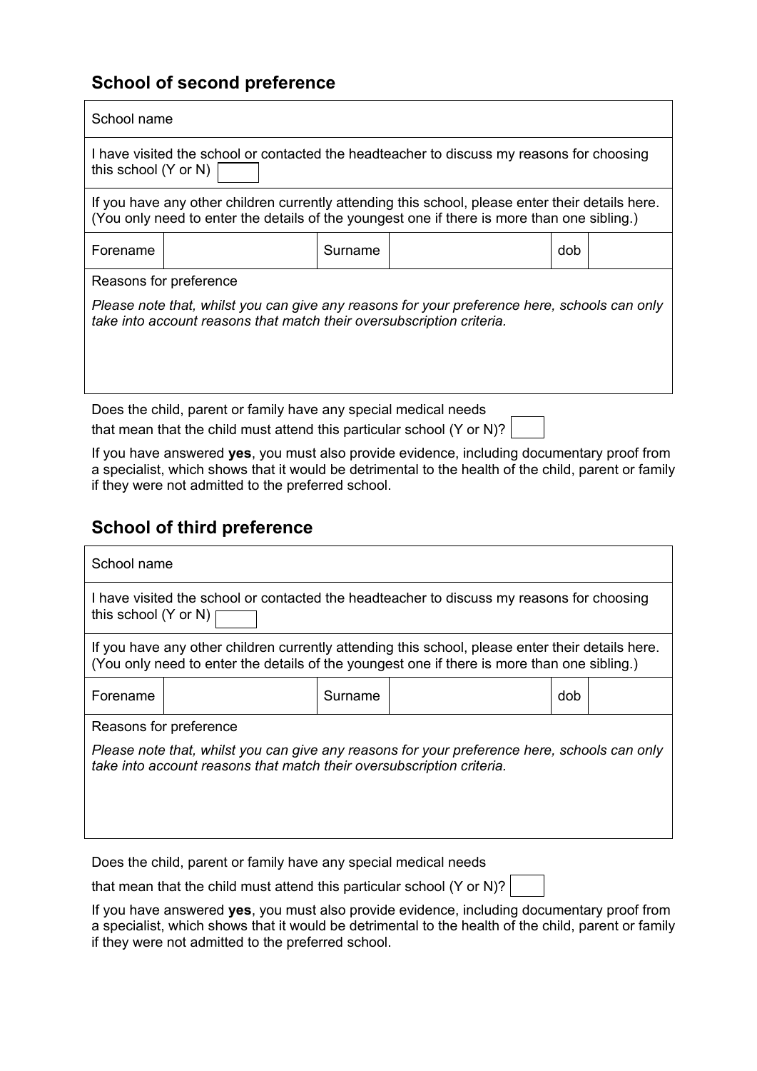## School of second preference

| School name | | | | | |
|---|---|---|---|---|---|
| I have visited the school or contacted the headteacher to discuss my reasons for choosing this school (Y or N) | | | | | |
| If you have any other children currently attending this school, please enter their details here. (You only need to enter the details of the youngest one if there is more than one sibling.) | | | | | |
| Forename | | Surname | | dob | |
| Reasons for preference<br>*Please note that, whilst you can give any reasons for your preference here, schools can only take into account reasons that match their oversubscription criteria.* | | | | | |

Does the child, parent or family have any special medical needs that mean that the child must attend this particular school (Y or N)?

If you have answered **yes**, you must also provide evidence, including documentary proof from a specialist, which shows that it would be detrimental to the health of the child, parent or family if they were not admitted to the preferred school.

## School of third preference

| School name | | | | | |
|---|---|---|---|---|---|
| I have visited the school or contacted the headteacher to discuss my reasons for choosing this school (Y or N) | | | | | |
| If you have any other children currently attending this school, please enter their details here. (You only need to enter the details of the youngest one if there is more than one sibling.) | | | | | |
| Forename | | Surname | | dob | |
| Reasons for preference<br>*Please note that, whilst you can give any reasons for your preference here, schools can only take into account reasons that match their oversubscription criteria.* | | | | | |

Does the child, parent or family have any special medical needs

that mean that the child must attend this particular school (Y or N)?

If you have answered **yes**, you must also provide evidence, including documentary proof from a specialist, which shows that it would be detrimental to the health of the child, parent or family if they were not admitted to the preferred school.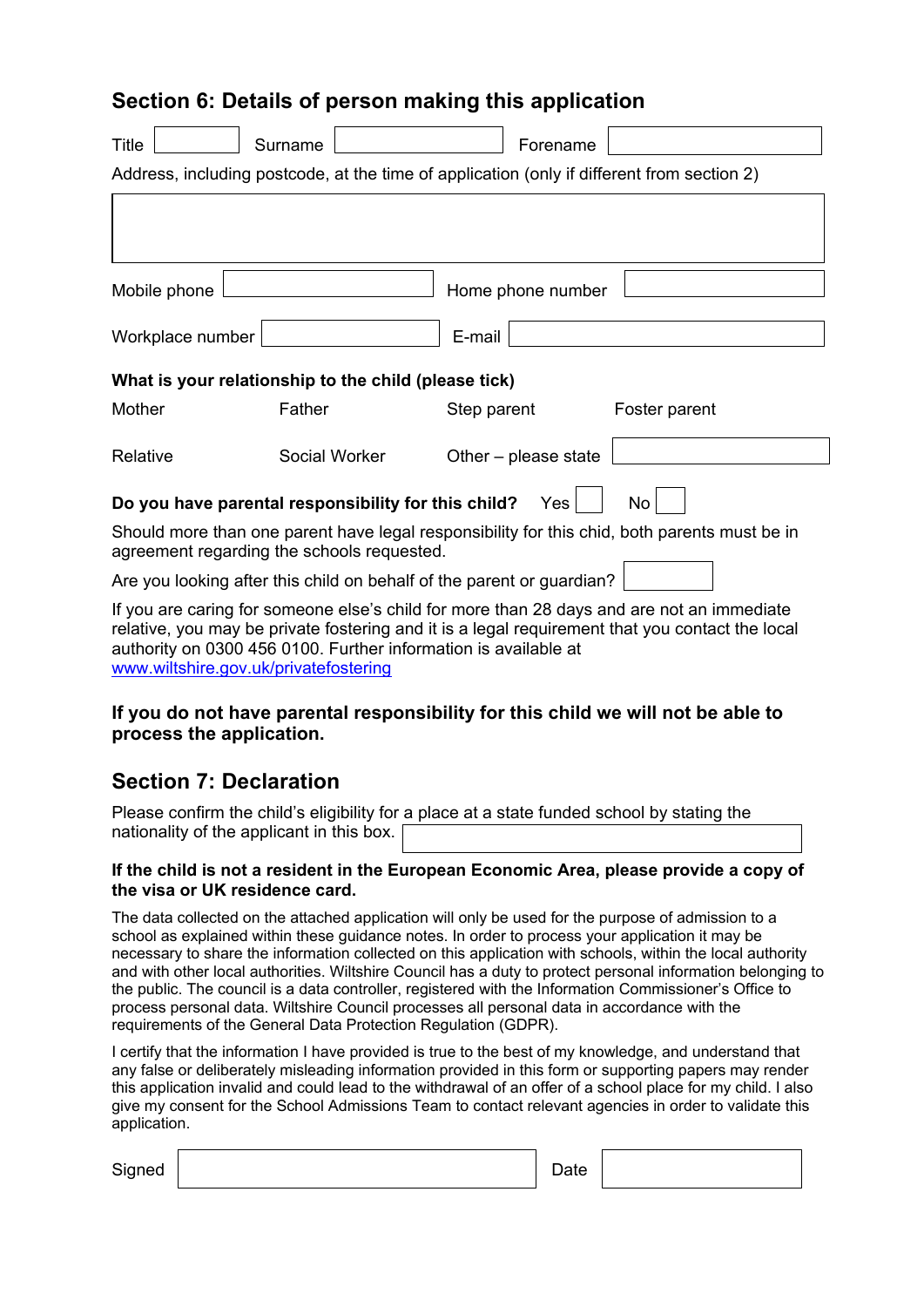## Section 6: Details of person making this application

Title ______ Surname ______ Forename ______

Address, including postcode, at the time of application (only if different from section 2)

______

Mobile phone ______ Home phone number ______

Workplace number ______ E-mail ______

**What is your relationship to the child (please tick)**

| | | | |
|---|---|---|---|
| Mother | Father | Step parent | Foster parent |
| Relative | Social Worker | Other – please state | ______ |

**Do you have parental responsibility for this child?** Yes ☐ No ☐

Should more than one parent have legal responsibility for this chid, both parents must be in agreement regarding the schools requested.

Are you looking after this child on behalf of the parent or guardian? ______

If you are caring for someone else's child for more than 28 days and are not an immediate relative, you may be private fostering and it is a legal requirement that you contact the local authority on 0300 456 0100. Further information is available at [www.wiltshire.gov.uk/privatefostering](http://www.wiltshire.gov.uk/privatefostering)

**If you do not have parental responsibility for this child we will not be able to process the application.**

## Section 7: Declaration

Please confirm the child's eligibility for a place at a state funded school by stating the nationality of the applicant in this box. ______

**If the child is not a resident in the European Economic Area, please provide a copy of the visa or UK residence card.**

The data collected on the attached application will only be used for the purpose of admission to a school as explained within these guidance notes. In order to process your application it may be necessary to share the information collected on this application with schools, within the local authority and with other local authorities. Wiltshire Council has a duty to protect personal information belonging to the public. The council is a data controller, registered with the Information Commissioner's Office to process personal data. Wiltshire Council processes all personal data in accordance with the requirements of the General Data Protection Regulation (GDPR).

I certify that the information I have provided is true to the best of my knowledge, and understand that any false or deliberately misleading information provided in this form or supporting papers may render this application invalid and could lead to the withdrawal of an offer of a school place for my child. I also give my consent for the School Admissions Team to contact relevant agencies in order to validate this application.

Signed ______ Date ______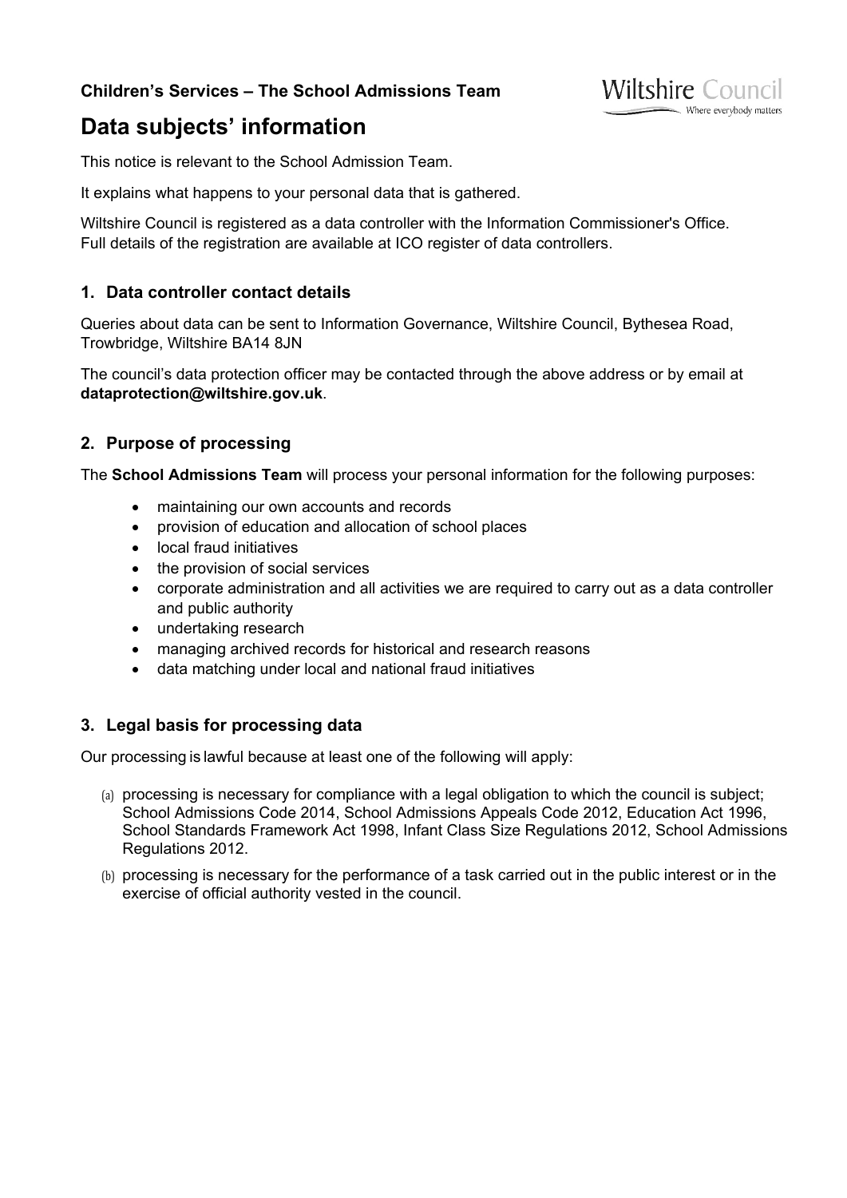**Children's Services – The School Admissions Team**

Wiltshire Council
Where everybody matters

# Data subjects' information

This notice is relevant to the School Admission Team.

It explains what happens to your personal data that is gathered.

Wiltshire Council is registered as a data controller with the Information Commissioner's Office. Full details of the registration are available at ICO register of data controllers.

## 1. Data controller contact details

Queries about data can be sent to Information Governance, Wiltshire Council, Bythesea Road, Trowbridge, Wiltshire BA14 8JN

The council's data protection officer may be contacted through the above address or by email at **dataprotection@wiltshire.gov.uk**.

## 2. Purpose of processing

The **School Admissions Team** will process your personal information for the following purposes:

- maintaining our own accounts and records
- provision of education and allocation of school places
- local fraud initiatives
- the provision of social services
- corporate administration and all activities we are required to carry out as a data controller and public authority
- undertaking research
- managing archived records for historical and research reasons
- data matching under local and national fraud initiatives

## 3. Legal basis for processing data

Our processing is lawful because at least one of the following will apply:

(a) processing is necessary for compliance with a legal obligation to which the council is subject; School Admissions Code 2014, School Admissions Appeals Code 2012, Education Act 1996, School Standards Framework Act 1998, Infant Class Size Regulations 2012, School Admissions Regulations 2012.

(b) processing is necessary for the performance of a task carried out in the public interest or in the exercise of official authority vested in the council.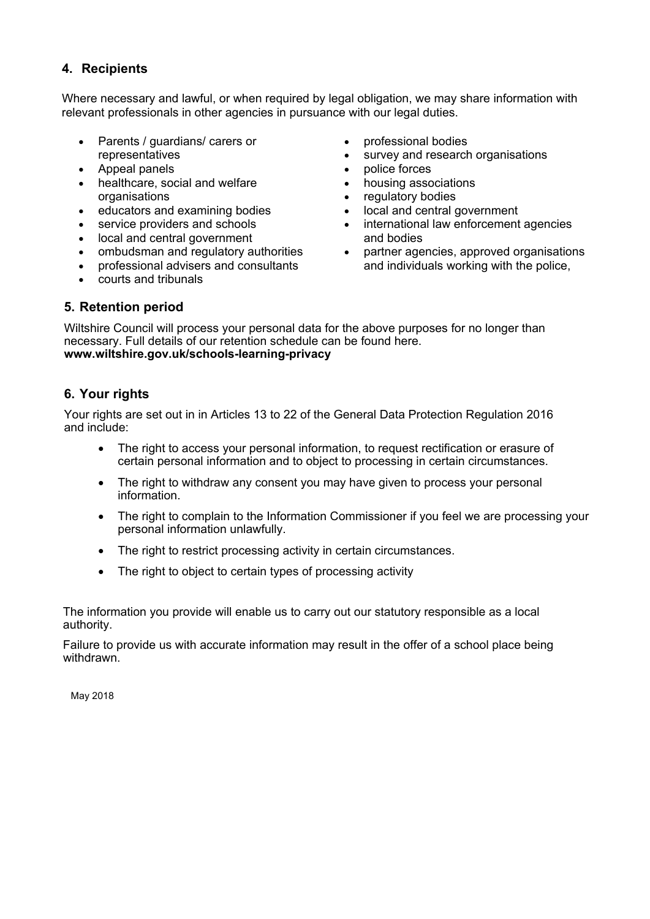## 4. Recipients

Where necessary and lawful, or when required by legal obligation, we may share information with relevant professionals in other agencies in pursuance with our legal duties.

- Parents / guardians/ carers or representatives
- Appeal panels
- healthcare, social and welfare organisations
- educators and examining bodies
- service providers and schools
- local and central government
- ombudsman and regulatory authorities
- professional advisers and consultants
- courts and tribunals
- professional bodies
- survey and research organisations
- police forces
- housing associations
- regulatory bodies
- local and central government
- international law enforcement agencies and bodies
- partner agencies, approved organisations and individuals working with the police,

## 5. Retention period

Wiltshire Council will process your personal data for the above purposes for no longer than necessary. Full details of our retention schedule can be found here.
**www.wiltshire.gov.uk/schools-learning-privacy**

## 6. Your rights

Your rights are set out in in Articles 13 to 22 of the General Data Protection Regulation 2016 and include:

- The right to access your personal information, to request rectification or erasure of certain personal information and to object to processing in certain circumstances.
- The right to withdraw any consent you may have given to process your personal information.
- The right to complain to the Information Commissioner if you feel we are processing your personal information unlawfully.
- The right to restrict processing activity in certain circumstances.
- The right to object to certain types of processing activity

The information you provide will enable us to carry out our statutory responsible as a local authority.

Failure to provide us with accurate information may result in the offer of a school place being withdrawn.

May 2018